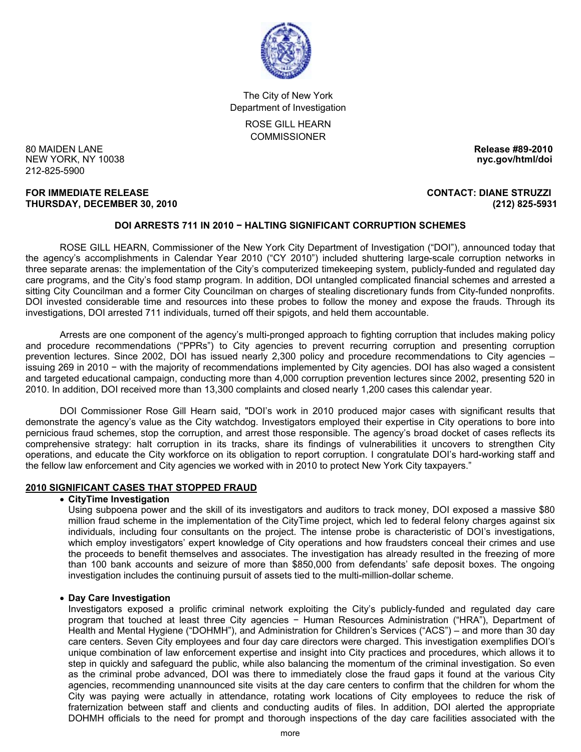The City of New York
Department of Investigation

ROSE GILL HEARN
COMMISSIONER

80 MAIDEN LANE
NEW YORK, NY 10038
212-825-5900

**Release #89-2010**
**nyc.gov/html/doi**

**FOR IMMEDIATE RELEASE**
**THURSDAY, DECEMBER 30, 2010**

**CONTACT: DIANE STRUZZI**
**(212) 825-5931**

## DOI ARRESTS 711 IN 2010 − HALTING SIGNIFICANT CORRUPTION SCHEMES

ROSE GILL HEARN, Commissioner of the New York City Department of Investigation ("DOI"), announced today that the agency's accomplishments in Calendar Year 2010 ("CY 2010") included shuttering large-scale corruption networks in three separate arenas: the implementation of the City's computerized timekeeping system, publicly-funded and regulated day care programs, and the City's food stamp program. In addition, DOI untangled complicated financial schemes and arrested a sitting City Councilman and a former City Councilman on charges of stealing discretionary funds from City-funded nonprofits. DOI invested considerable time and resources into these probes to follow the money and expose the frauds. Through its investigations, DOI arrested 711 individuals, turned off their spigots, and held them accountable.

Arrests are one component of the agency's multi-pronged approach to fighting corruption that includes making policy and procedure recommendations ("PPRs") to City agencies to prevent recurring corruption and presenting corruption prevention lectures. Since 2002, DOI has issued nearly 2,300 policy and procedure recommendations to City agencies – issuing 269 in 2010 − with the majority of recommendations implemented by City agencies. DOI has also waged a consistent and targeted educational campaign, conducting more than 4,000 corruption prevention lectures since 2002, presenting 520 in 2010. In addition, DOI received more than 13,300 complaints and closed nearly 1,200 cases this calendar year.

DOI Commissioner Rose Gill Hearn said, "DOI's work in 2010 produced major cases with significant results that demonstrate the agency's value as the City watchdog. Investigators employed their expertise in City operations to bore into pernicious fraud schemes, stop the corruption, and arrest those responsible. The agency's broad docket of cases reflects its comprehensive strategy: halt corruption in its tracks, share its findings of vulnerabilities it uncovers to strengthen City operations, and educate the City workforce on its obligation to report corruption. I congratulate DOI's hard-working staff and the fellow law enforcement and City agencies we worked with in 2010 to protect New York City taxpayers."

### 2010 SIGNIFICANT CASES THAT STOPPED FRAUD

- **CityTime Investigation**
  Using subpoena power and the skill of its investigators and auditors to track money, DOI exposed a massive $80 million fraud scheme in the implementation of the CityTime project, which led to federal felony charges against six individuals, including four consultants on the project. The intense probe is characteristic of DOI's investigations, which employ investigators' expert knowledge of City operations and how fraudsters conceal their crimes and use the proceeds to benefit themselves and associates. The investigation has already resulted in the freezing of more than 100 bank accounts and seizure of more than $850,000 from defendants' safe deposit boxes. The ongoing investigation includes the continuing pursuit of assets tied to the multi-million-dollar scheme.

- **Day Care Investigation**
  Investigators exposed a prolific criminal network exploiting the City's publicly-funded and regulated day care program that touched at least three City agencies − Human Resources Administration ("HRA"), Department of Health and Mental Hygiene ("DOHMH"), and Administration for Children's Services ("ACS") – and more than 30 day care centers. Seven City employees and four day care directors were charged. This investigation exemplifies DOI's unique combination of law enforcement expertise and insight into City practices and procedures, which allows it to step in quickly and safeguard the public, while also balancing the momentum of the criminal investigation. So even as the criminal probe advanced, DOI was there to immediately close the fraud gaps it found at the various City agencies, recommending unannounced site visits at the day care centers to confirm that the children for whom the City was paying were actually in attendance, rotating work locations of City employees to reduce the risk of fraternization between staff and clients and conducting audits of files. In addition, DOI alerted the appropriate DOHMH officials to the need for prompt and thorough inspections of the day care facilities associated with the

more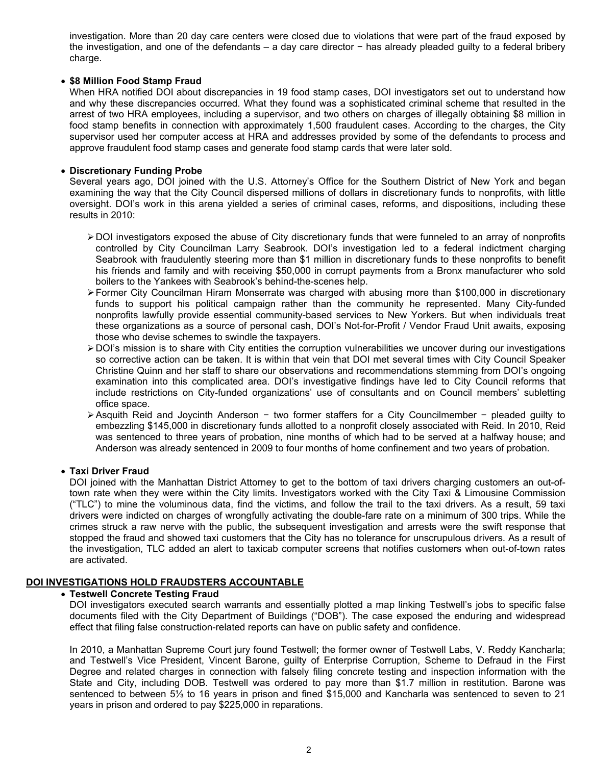investigation. More than 20 day care centers were closed due to violations that were part of the fraud exposed by the investigation, and one of the defendants – a day care director − has already pleaded guilty to a federal bribery charge.

- **$8 Million Food Stamp Fraud**
  When HRA notified DOI about discrepancies in 19 food stamp cases, DOI investigators set out to understand how and why these discrepancies occurred. What they found was a sophisticated criminal scheme that resulted in the arrest of two HRA employees, including a supervisor, and two others on charges of illegally obtaining $8 million in food stamp benefits in connection with approximately 1,500 fraudulent cases. According to the charges, the City supervisor used her computer access at HRA and addresses provided by some of the defendants to process and approve fraudulent food stamp cases and generate food stamp cards that were later sold.

- **Discretionary Funding Probe**
  Several years ago, DOI joined with the U.S. Attorney's Office for the Southern District of New York and began examining the way that the City Council dispersed millions of dollars in discretionary funds to nonprofits, with little oversight. DOI's work in this arena yielded a series of criminal cases, reforms, and dispositions, including these results in 2010:

  - DOI investigators exposed the abuse of City discretionary funds that were funneled to an array of nonprofits controlled by City Councilman Larry Seabrook. DOI's investigation led to a federal indictment charging Seabrook with fraudulently steering more than $1 million in discretionary funds to these nonprofits to benefit his friends and family and with receiving $50,000 in corrupt payments from a Bronx manufacturer who sold boilers to the Yankees with Seabrook's behind-the-scenes help.
  - Former City Councilman Hiram Monserrate was charged with abusing more than $100,000 in discretionary funds to support his political campaign rather than the community he represented. Many City-funded nonprofits lawfully provide essential community-based services to New Yorkers. But when individuals treat these organizations as a source of personal cash, DOI's Not-for-Profit / Vendor Fraud Unit awaits, exposing those who devise schemes to swindle the taxpayers.
  - DOI's mission is to share with City entities the corruption vulnerabilities we uncover during our investigations so corrective action can be taken. It is within that vein that DOI met several times with City Council Speaker Christine Quinn and her staff to share our observations and recommendations stemming from DOI's ongoing examination into this complicated area. DOI's investigative findings have led to City Council reforms that include restrictions on City-funded organizations' use of consultants and on Council members' subletting office space.
  - Asquith Reid and Joycinth Anderson − two former staffers for a City Councilmember − pleaded guilty to embezzling $145,000 in discretionary funds allotted to a nonprofit closely associated with Reid. In 2010, Reid was sentenced to three years of probation, nine months of which had to be served at a halfway house; and Anderson was already sentenced in 2009 to four months of home confinement and two years of probation.

- **Taxi Driver Fraud**
  DOI joined with the Manhattan District Attorney to get to the bottom of taxi drivers charging customers an out-of-town rate when they were within the City limits. Investigators worked with the City Taxi & Limousine Commission ("TLC") to mine the voluminous data, find the victims, and follow the trail to the taxi drivers. As a result, 59 taxi drivers were indicted on charges of wrongfully activating the double-fare rate on a minimum of 300 trips. While the crimes struck a raw nerve with the public, the subsequent investigation and arrests were the swift response that stopped the fraud and showed taxi customers that the City has no tolerance for unscrupulous drivers. As a result of the investigation, TLC added an alert to taxicab computer screens that notifies customers when out-of-town rates are activated.

## DOI INVESTIGATIONS HOLD FRAUDSTERS ACCOUNTABLE

- **Testwell Concrete Testing Fraud**
  DOI investigators executed search warrants and essentially plotted a map linking Testwell's jobs to specific false documents filed with the City Department of Buildings ("DOB"). The case exposed the enduring and widespread effect that filing false construction-related reports can have on public safety and confidence.

  In 2010, a Manhattan Supreme Court jury found Testwell; the former owner of Testwell Labs, V. Reddy Kancharla; and Testwell's Vice President, Vincent Barone, guilty of Enterprise Corruption, Scheme to Defraud in the First Degree and related charges in connection with falsely filing concrete testing and inspection information with the State and City, including DOB. Testwell was ordered to pay more than $1.7 million in restitution. Barone was sentenced to between 5⅓ to 16 years in prison and fined $15,000 and Kancharla was sentenced to seven to 21 years in prison and ordered to pay $225,000 in reparations.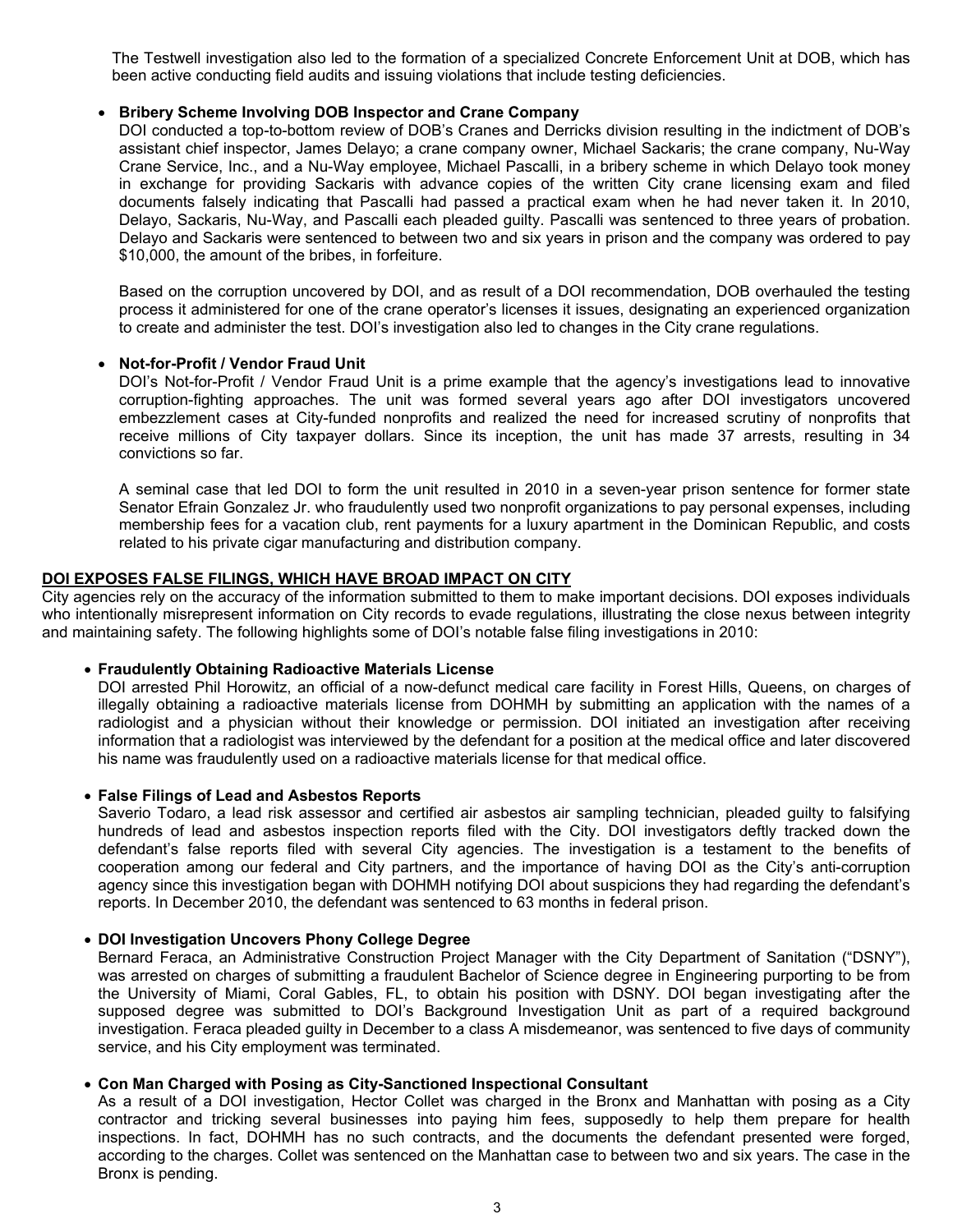The Testwell investigation also led to the formation of a specialized Concrete Enforcement Unit at DOB, which has been active conducting field audits and issuing violations that include testing deficiencies.

- **Bribery Scheme Involving DOB Inspector and Crane Company**

  DOI conducted a top-to-bottom review of DOB's Cranes and Derricks division resulting in the indictment of DOB's assistant chief inspector, James Delayo; a crane company owner, Michael Sackaris; the crane company, Nu-Way Crane Service, Inc., and a Nu-Way employee, Michael Pascalli, in a bribery scheme in which Delayo took money in exchange for providing Sackaris with advance copies of the written City crane licensing exam and filed documents falsely indicating that Pascalli had passed a practical exam when he had never taken it. In 2010, Delayo, Sackaris, Nu-Way, and Pascalli each pleaded guilty. Pascalli was sentenced to three years of probation. Delayo and Sackaris were sentenced to between two and six years in prison and the company was ordered to pay $10,000, the amount of the bribes, in forfeiture.

  Based on the corruption uncovered by DOI, and as result of a DOI recommendation, DOB overhauled the testing process it administered for one of the crane operator's licenses it issues, designating an experienced organization to create and administer the test. DOI's investigation also led to changes in the City crane regulations.

- **Not-for-Profit / Vendor Fraud Unit**

  DOI's Not-for-Profit / Vendor Fraud Unit is a prime example that the agency's investigations lead to innovative corruption-fighting approaches. The unit was formed several years ago after DOI investigators uncovered embezzlement cases at City-funded nonprofits and realized the need for increased scrutiny of nonprofits that receive millions of City taxpayer dollars. Since its inception, the unit has made 37 arrests, resulting in 34 convictions so far.

  A seminal case that led DOI to form the unit resulted in 2010 in a seven-year prison sentence for former state Senator Efrain Gonzalez Jr. who fraudulently used two nonprofit organizations to pay personal expenses, including membership fees for a vacation club, rent payments for a luxury apartment in the Dominican Republic, and costs related to his private cigar manufacturing and distribution company.

## DOI EXPOSES FALSE FILINGS, WHICH HAVE BROAD IMPACT ON CITY

City agencies rely on the accuracy of the information submitted to them to make important decisions. DOI exposes individuals who intentionally misrepresent information on City records to evade regulations, illustrating the close nexus between integrity and maintaining safety. The following highlights some of DOI's notable false filing investigations in 2010:

- **Fraudulently Obtaining Radioactive Materials License**

  DOI arrested Phil Horowitz, an official of a now-defunct medical care facility in Forest Hills, Queens, on charges of illegally obtaining a radioactive materials license from DOHMH by submitting an application with the names of a radiologist and a physician without their knowledge or permission. DOI initiated an investigation after receiving information that a radiologist was interviewed by the defendant for a position at the medical office and later discovered his name was fraudulently used on a radioactive materials license for that medical office.

- **False Filings of Lead and Asbestos Reports**

  Saverio Todaro, a lead risk assessor and certified air asbestos air sampling technician, pleaded guilty to falsifying hundreds of lead and asbestos inspection reports filed with the City. DOI investigators deftly tracked down the defendant's false reports filed with several City agencies. The investigation is a testament to the benefits of cooperation among our federal and City partners, and the importance of having DOI as the City's anti-corruption agency since this investigation began with DOHMH notifying DOI about suspicions they had regarding the defendant's reports. In December 2010, the defendant was sentenced to 63 months in federal prison.

- **DOI Investigation Uncovers Phony College Degree**

  Bernard Feraca, an Administrative Construction Project Manager with the City Department of Sanitation ("DSNY"), was arrested on charges of submitting a fraudulent Bachelor of Science degree in Engineering purporting to be from the University of Miami, Coral Gables, FL, to obtain his position with DSNY. DOI began investigating after the supposed degree was submitted to DOI's Background Investigation Unit as part of a required background investigation. Feraca pleaded guilty in December to a class A misdemeanor, was sentenced to five days of community service, and his City employment was terminated.

- **Con Man Charged with Posing as City-Sanctioned Inspectional Consultant**

  As a result of a DOI investigation, Hector Collet was charged in the Bronx and Manhattan with posing as a City contractor and tricking several businesses into paying him fees, supposedly to help them prepare for health inspections. In fact, DOHMH has no such contracts, and the documents the defendant presented were forged, according to the charges. Collet was sentenced on the Manhattan case to between two and six years. The case in the Bronx is pending.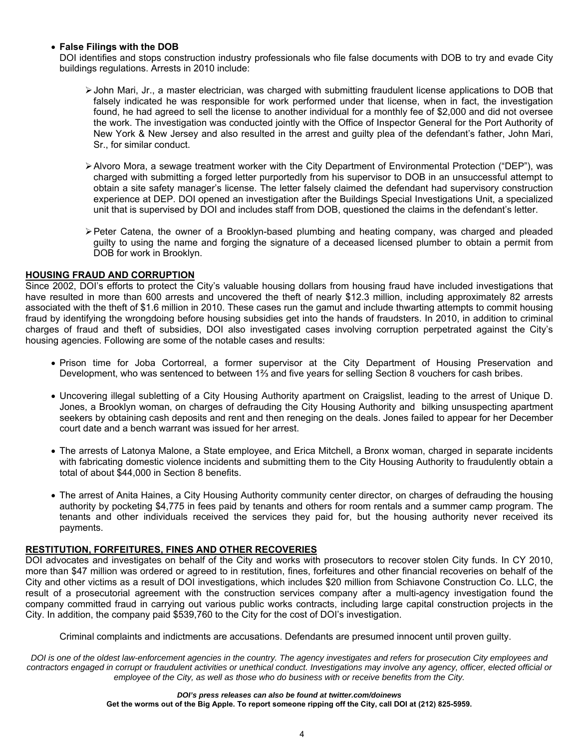- **False Filings with the DOB**
  DOI identifies and stops construction industry professionals who file false documents with DOB to try and evade City buildings regulations. Arrests in 2010 include:

  - John Mari, Jr., a master electrician, was charged with submitting fraudulent license applications to DOB that falsely indicated he was responsible for work performed under that license, when in fact, the investigation found, he had agreed to sell the license to another individual for a monthly fee of $2,000 and did not oversee the work. The investigation was conducted jointly with the Office of Inspector General for the Port Authority of New York & New Jersey and also resulted in the arrest and guilty plea of the defendant's father, John Mari, Sr., for similar conduct.

  - Alvoro Mora, a sewage treatment worker with the City Department of Environmental Protection ("DEP"), was charged with submitting a forged letter purportedly from his supervisor to DOB in an unsuccessful attempt to obtain a site safety manager's license. The letter falsely claimed the defendant had supervisory construction experience at DEP. DOI opened an investigation after the Buildings Special Investigations Unit, a specialized unit that is supervised by DOI and includes staff from DOB, questioned the claims in the defendant's letter.

  - Peter Catena, the owner of a Brooklyn-based plumbing and heating company, was charged and pleaded guilty to using the name and forging the signature of a deceased licensed plumber to obtain a permit from DOB for work in Brooklyn.

## HOUSING FRAUD AND CORRUPTION

Since 2002, DOI's efforts to protect the City's valuable housing dollars from housing fraud have included investigations that have resulted in more than 600 arrests and uncovered the theft of nearly $12.3 million, including approximately 82 arrests associated with the theft of $1.6 million in 2010. These cases run the gamut and include thwarting attempts to commit housing fraud by identifying the wrongdoing before housing subsidies get into the hands of fraudsters. In 2010, in addition to criminal charges of fraud and theft of subsidies, DOI also investigated cases involving corruption perpetrated against the City's housing agencies. Following are some of the notable cases and results:

- Prison time for Joba Cortorreal, a former supervisor at the City Department of Housing Preservation and Development, who was sentenced to between 1⅔ and five years for selling Section 8 vouchers for cash bribes.

- Uncovering illegal subletting of a City Housing Authority apartment on Craigslist, leading to the arrest of Unique D. Jones, a Brooklyn woman, on charges of defrauding the City Housing Authority and bilking unsuspecting apartment seekers by obtaining cash deposits and rent and then reneging on the deals. Jones failed to appear for her December court date and a bench warrant was issued for her arrest.

- The arrests of Latonya Malone, a State employee, and Erica Mitchell, a Bronx woman, charged in separate incidents with fabricating domestic violence incidents and submitting them to the City Housing Authority to fraudulently obtain a total of about $44,000 in Section 8 benefits.

- The arrest of Anita Haines, a City Housing Authority community center director, on charges of defrauding the housing authority by pocketing $4,775 in fees paid by tenants and others for room rentals and a summer camp program. The tenants and other individuals received the services they paid for, but the housing authority never received its payments.

## RESTITUTION, FORFEITURES, FINES AND OTHER RECOVERIES

DOI advocates and investigates on behalf of the City and works with prosecutors to recover stolen City funds. In CY 2010, more than $47 million was ordered or agreed to in restitution, fines, forfeitures and other financial recoveries on behalf of the City and other victims as a result of DOI investigations, which includes $20 million from Schiavone Construction Co. LLC, the result of a prosecutorial agreement with the construction services company after a multi-agency investigation found the company committed fraud in carrying out various public works contracts, including large capital construction projects in the City. In addition, the company paid $539,760 to the City for the cost of DOI's investigation.

Criminal complaints and indictments are accusations. Defendants are presumed innocent until proven guilty.

*DOI is one of the oldest law-enforcement agencies in the country. The agency investigates and refers for prosecution City employees and contractors engaged in corrupt or fraudulent activities or unethical conduct. Investigations may involve any agency, officer, elected official or employee of the City, as well as those who do business with or receive benefits from the City.*

***DOI's press releases can also be found at twitter.com/doinews***

**Get the worms out of the Big Apple. To report someone ripping off the City, call DOI at (212) 825-5959.**